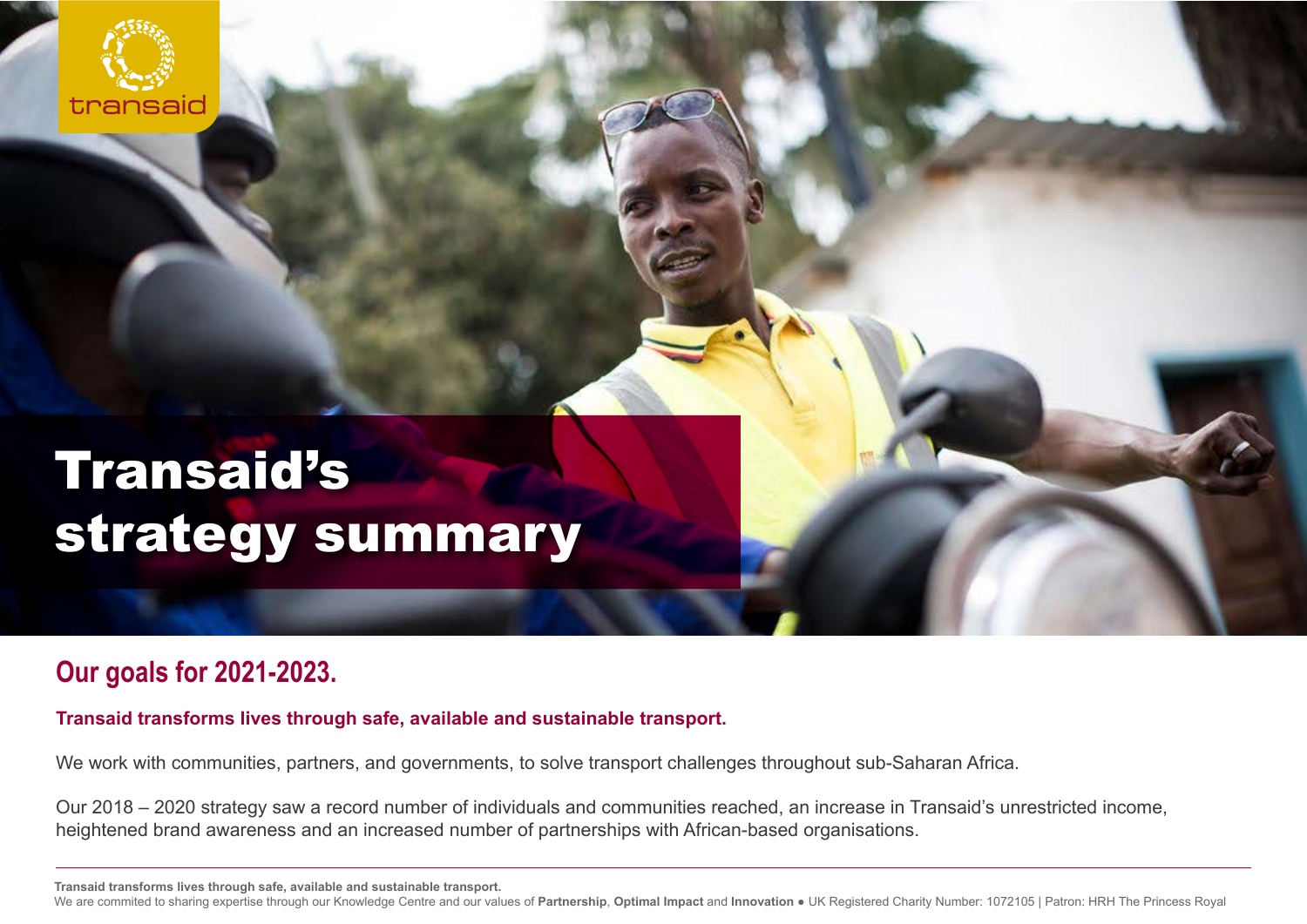transaid

# Transaid's strategy summary

## Our goals for 2021-2023.

**Transaid transforms lives through safe, available and sustainable transport.**

We work with communities, partners, and governments, to solve transport challenges throughout sub-Saharan Africa.

Our 2018 – 2020 strategy saw a record number of individuals and communities reached, an increase in Transaid's unrestricted income, heightened brand awareness and an increased number of partnerships with African-based organisations.

**Transaid transforms lives through safe, available and sustainable transport.**
We are commited to sharing expertise through our Knowledge Centre and our values of **Partnership**, **Optimal Impact** and **Innovation** ● UK Registered Charity Number: 1072105 | Patron: HRH The Princess Royal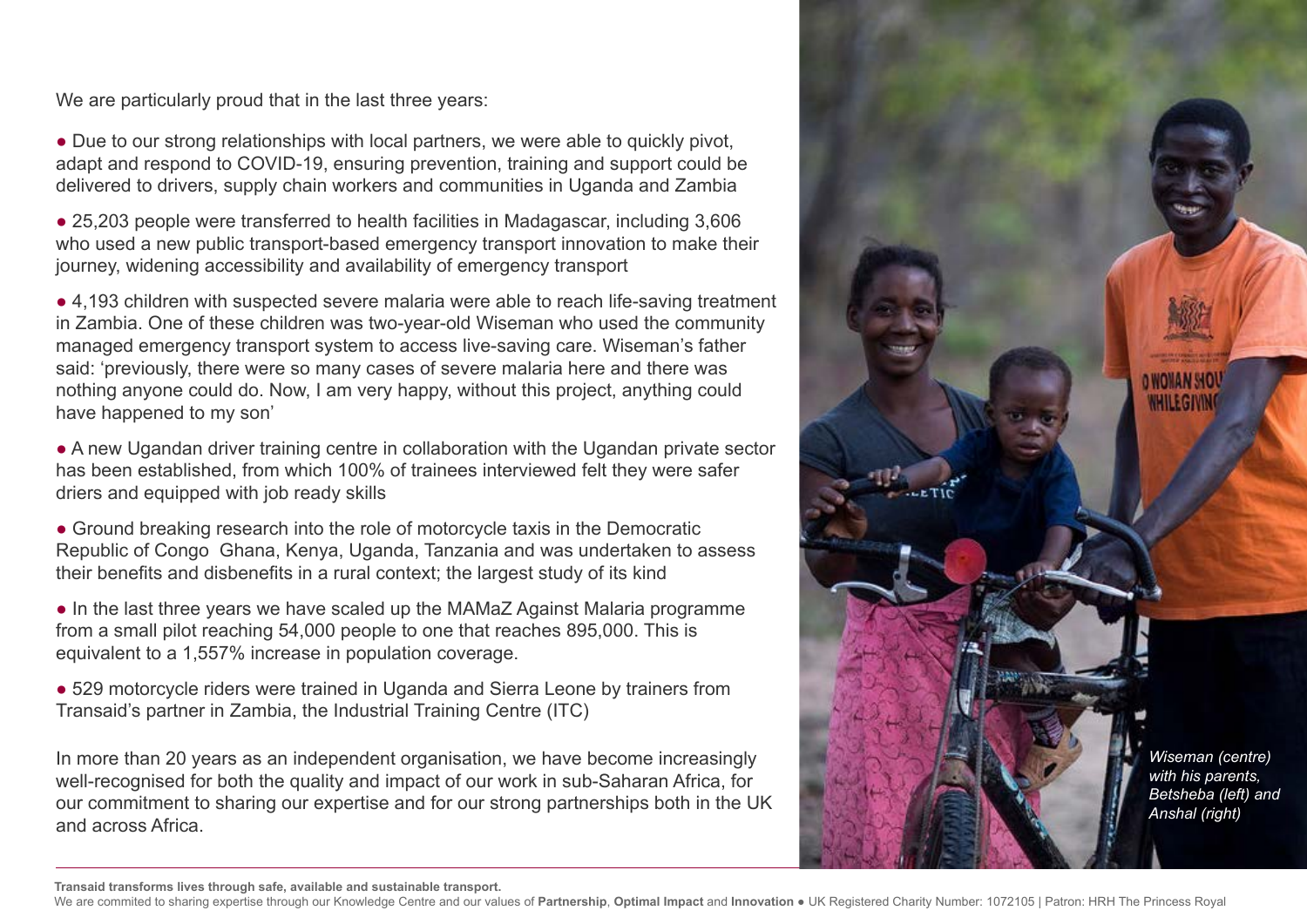We are particularly proud that in the last three years:

- Due to our strong relationships with local partners, we were able to quickly pivot, adapt and respond to COVID-19, ensuring prevention, training and support could be delivered to drivers, supply chain workers and communities in Uganda and Zambia
- 25,203 people were transferred to health facilities in Madagascar, including 3,606 who used a new public transport-based emergency transport innovation to make their journey, widening accessibility and availability of emergency transport
- 4,193 children with suspected severe malaria were able to reach life-saving treatment in Zambia. One of these children was two-year-old Wiseman who used the community managed emergency transport system to access live-saving care. Wiseman's father said: 'previously, there were so many cases of severe malaria here and there was nothing anyone could do. Now, I am very happy, without this project, anything could have happened to my son'
- A new Ugandan driver training centre in collaboration with the Ugandan private sector has been established, from which 100% of trainees interviewed felt they were safer driers and equipped with job ready skills
- Ground breaking research into the role of motorcycle taxis in the Democratic Republic of Congo Ghana, Kenya, Uganda, Tanzania and was undertaken to assess their benefits and disbenefits in a rural context; the largest study of its kind
- In the last three years we have scaled up the MAMaZ Against Malaria programme from a small pilot reaching 54,000 people to one that reaches 895,000. This is equivalent to a 1,557% increase in population coverage.
- 529 motorcycle riders were trained in Uganda and Sierra Leone by trainers from Transaid's partner in Zambia, the Industrial Training Centre (ITC)

In more than 20 years as an independent organisation, we have become increasingly well-recognised for both the quality and impact of our work in sub-Saharan Africa, for our commitment to sharing our expertise and for our strong partnerships both in the UK and across Africa.

*Wiseman (centre) with his parents, Betsheba (left) and Anshal (right)*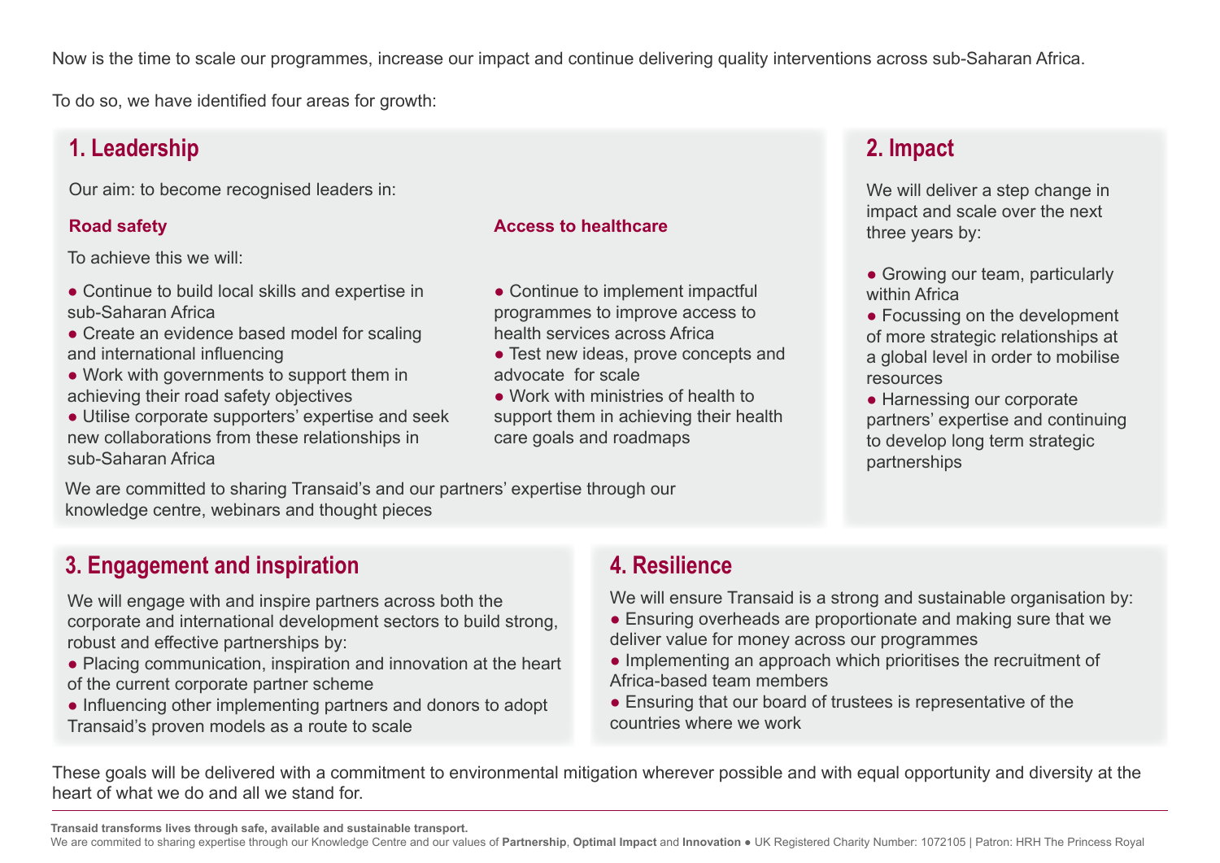Now is the time to scale our programmes, increase our impact and continue delivering quality interventions across sub-Saharan Africa.

To do so, we have identified four areas for growth:

## 1. Leadership

Our aim: to become recognised leaders in:

### Road safety

To achieve this we will:

- Continue to build local skills and expertise in sub-Saharan Africa
- Create an evidence based model for scaling and international influencing
- Work with governments to support them in achieving their road safety objectives
- Utilise corporate supporters' expertise and seek new collaborations from these relationships in sub-Saharan Africa

### Access to healthcare

- Continue to implement impactful programmes to improve access to health services across Africa
- Test new ideas, prove concepts and advocate for scale
- Work with ministries of health to support them in achieving their health care goals and roadmaps

We are committed to sharing Transaid's and our partners' expertise through our knowledge centre, webinars and thought pieces

## 2. Impact

We will deliver a step change in impact and scale over the next three years by:

- Growing our team, particularly within Africa
- Focussing on the development of more strategic relationships at a global level in order to mobilise resources
- Harnessing our corporate partners' expertise and continuing to develop long term strategic partnerships

## 3. Engagement and inspiration

We will engage with and inspire partners across both the corporate and international development sectors to build strong, robust and effective partnerships by:

- Placing communication, inspiration and innovation at the heart of the current corporate partner scheme
- Influencing other implementing partners and donors to adopt Transaid's proven models as a route to scale

## 4. Resilience

We will ensure Transaid is a strong and sustainable organisation by:

- Ensuring overheads are proportionate and making sure that we deliver value for money across our programmes
- Implementing an approach which prioritises the recruitment of Africa-based team members
- Ensuring that our board of trustees is representative of the countries where we work

These goals will be delivered with a commitment to environmental mitigation wherever possible and with equal opportunity and diversity at the heart of what we do and all we stand for.

**Transaid transforms lives through safe, available and sustainable transport.**

We are commited to sharing expertise through our Knowledge Centre and our values of **Partnership**, **Optimal Impact** and **Innovation** ● UK Registered Charity Number: 1072105 | Patron: HRH The Princess Royal